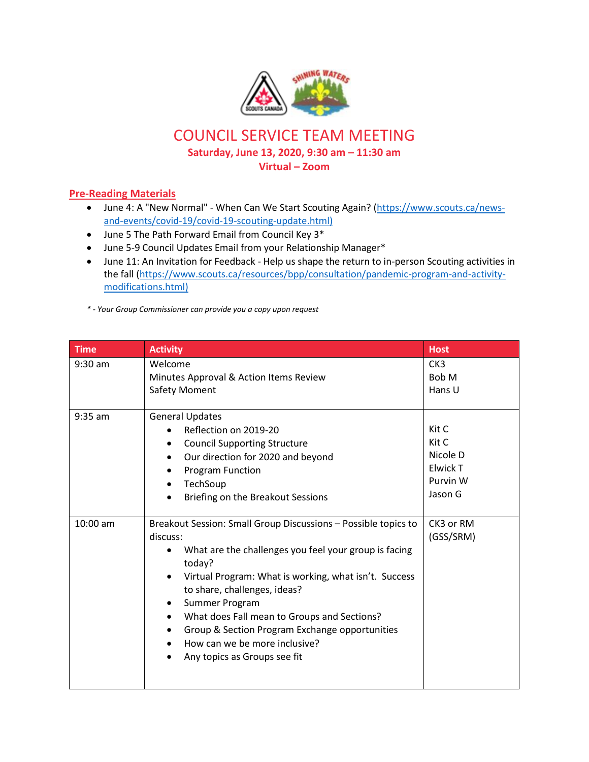# COUNCIL SERVICE TEAM MEETING

**Saturday, June 13, 2020, 9:30 am – 11:30 am**
**Virtual – Zoom**

## Pre-Reading Materials

- June 4: A "New Normal" - When Can We Start Scouting Again? (https://www.scouts.ca/news-and-events/covid-19/covid-19-scouting-update.html)
- June 5 The Path Forward Email from Council Key 3*
- June 5-9 Council Updates Email from your Relationship Manager*
- June 11: An Invitation for Feedback - Help us shape the return to in-person Scouting activities in the fall (https://www.scouts.ca/resources/bpp/consultation/pandemic-program-and-activity-modifications.html)

*\* - Your Group Commissioner can provide you a copy upon request*

| Time | Activity | Host |
|---|---|---|
| 9:30 am | Welcome<br>Minutes Approval & Action Items Review<br>Safety Moment | CK3<br>Bob M<br>Hans U |
| 9:35 am | General Updates<br>• Reflection on 2019-20<br>• Council Supporting Structure<br>• Our direction for 2020 and beyond<br>• Program Function<br>• TechSoup<br>• Briefing on the Breakout Sessions | <br>Kit C<br>Kit C<br>Nicole D<br>Elwick T<br>Purvin W<br>Jason G |
| 10:00 am | Breakout Session: Small Group Discussions – Possible topics to discuss:<br>• What are the challenges you feel your group is facing today?<br>• Virtual Program: What is working, what isn't. Success to share, challenges, ideas?<br>• Summer Program<br>• What does Fall mean to Groups and Sections?<br>• Group & Section Program Exchange opportunities<br>• How can we be more inclusive?<br>• Any topics as Groups see fit | CK3 or RM (GSS/SRM) |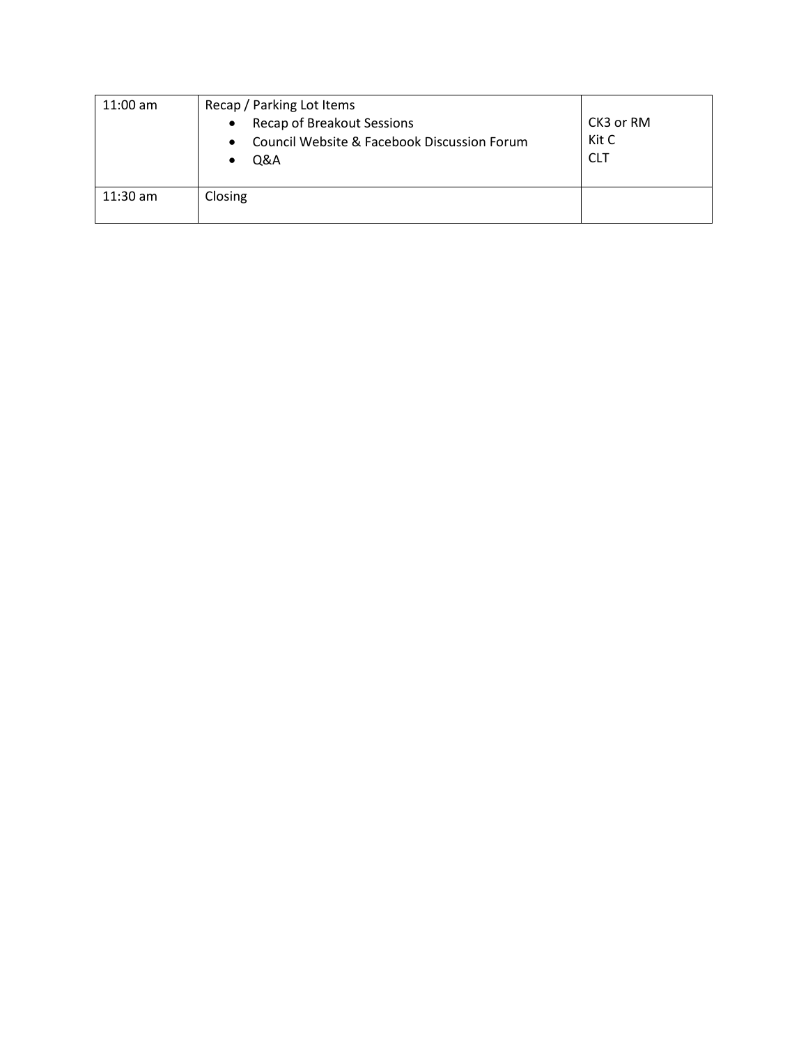| | | |
|---|---|---|
| 11:00 am | Recap / Parking Lot Items<br>• Recap of Breakout Sessions<br>• Council Website & Facebook Discussion Forum<br>• Q&A | CK3 or RM<br>Kit C<br>CLT |
| 11:30 am | Closing | |